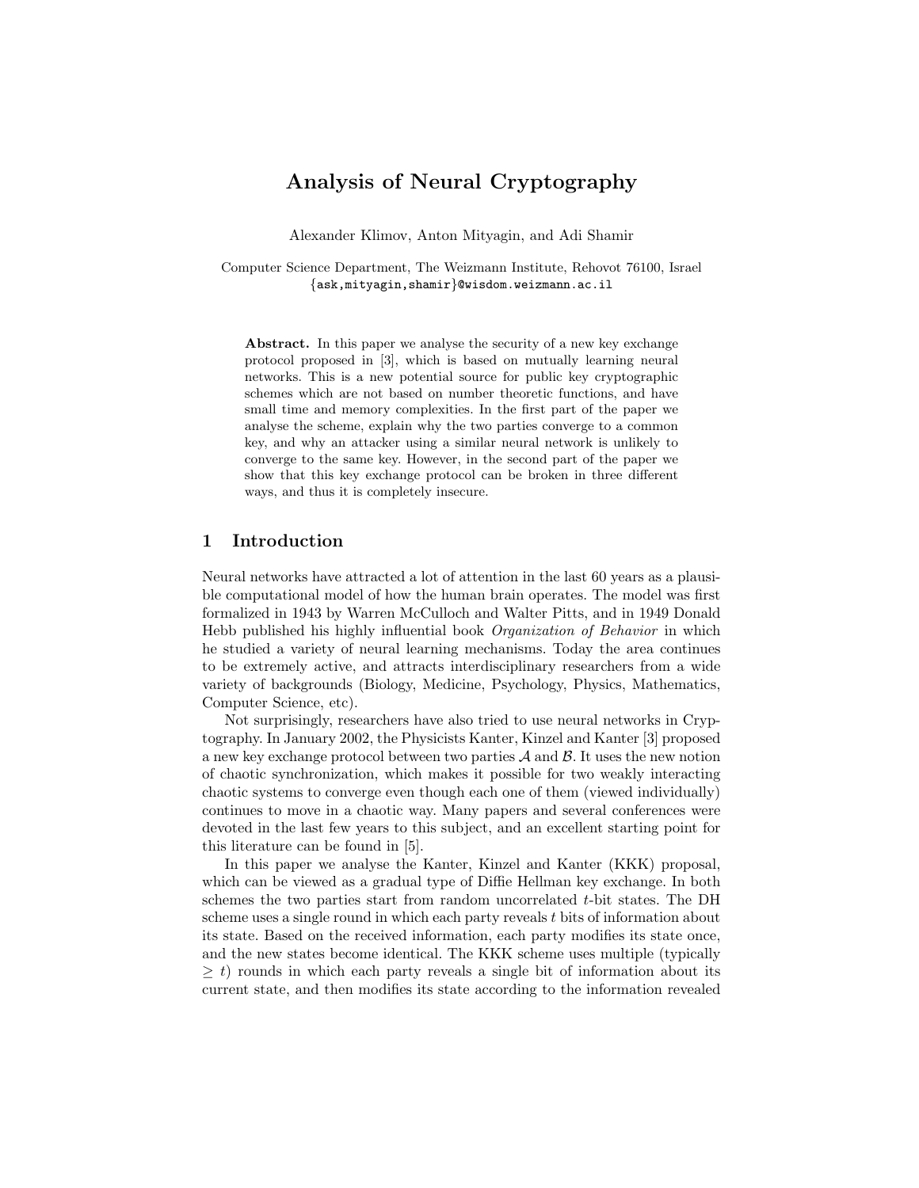# Analysis of Neural Cryptography

Alexander Klimov, Anton Mityagin, and Adi Shamir

Computer Science Department, The Weizmann Institute, Rehovot 76100, Israel
{ask,mityagin,shamir}@wisdom.weizmann.ac.il

**Abstract.** In this paper we analyse the security of a new key exchange protocol proposed in [3], which is based on mutually learning neural networks. This is a new potential source for public key cryptographic schemes which are not based on number theoretic functions, and have small time and memory complexities. In the first part of the paper we analyse the scheme, explain why the two parties converge to a common key, and why an attacker using a similar neural network is unlikely to converge to the same key. However, in the second part of the paper we show that this key exchange protocol can be broken in three different ways, and thus it is completely insecure.

## 1 Introduction

Neural networks have attracted a lot of attention in the last 60 years as a plausible computational model of how the human brain operates. The model was first formalized in 1943 by Warren McCulloch and Walter Pitts, and in 1949 Donald Hebb published his highly influential book *Organization of Behavior* in which he studied a variety of neural learning mechanisms. Today the area continues to be extremely active, and attracts interdisciplinary researchers from a wide variety of backgrounds (Biology, Medicine, Psychology, Physics, Mathematics, Computer Science, etc).

Not surprisingly, researchers have also tried to use neural networks in Cryptography. In January 2002, the Physicists Kanter, Kinzel and Kanter [3] proposed a new key exchange protocol between two parties $\mathcal{A}$ and $\mathcal{B}$. It uses the new notion of chaotic synchronization, which makes it possible for two weakly interacting chaotic systems to converge even though each one of them (viewed individually) continues to move in a chaotic way. Many papers and several conferences were devoted in the last few years to this subject, and an excellent starting point for this literature can be found in [5].

In this paper we analyse the Kanter, Kinzel and Kanter (KKK) proposal, which can be viewed as a gradual type of Diffie Hellman key exchange. In both schemes the two parties start from random uncorrelated $t$-bit states. The DH scheme uses a single round in which each party reveals $t$ bits of information about its state. Based on the received information, each party modifies its state once, and the new states become identical. The KKK scheme uses multiple (typically $\geq t$) rounds in which each party reveals a single bit of information about its current state, and then modifies its state according to the information revealed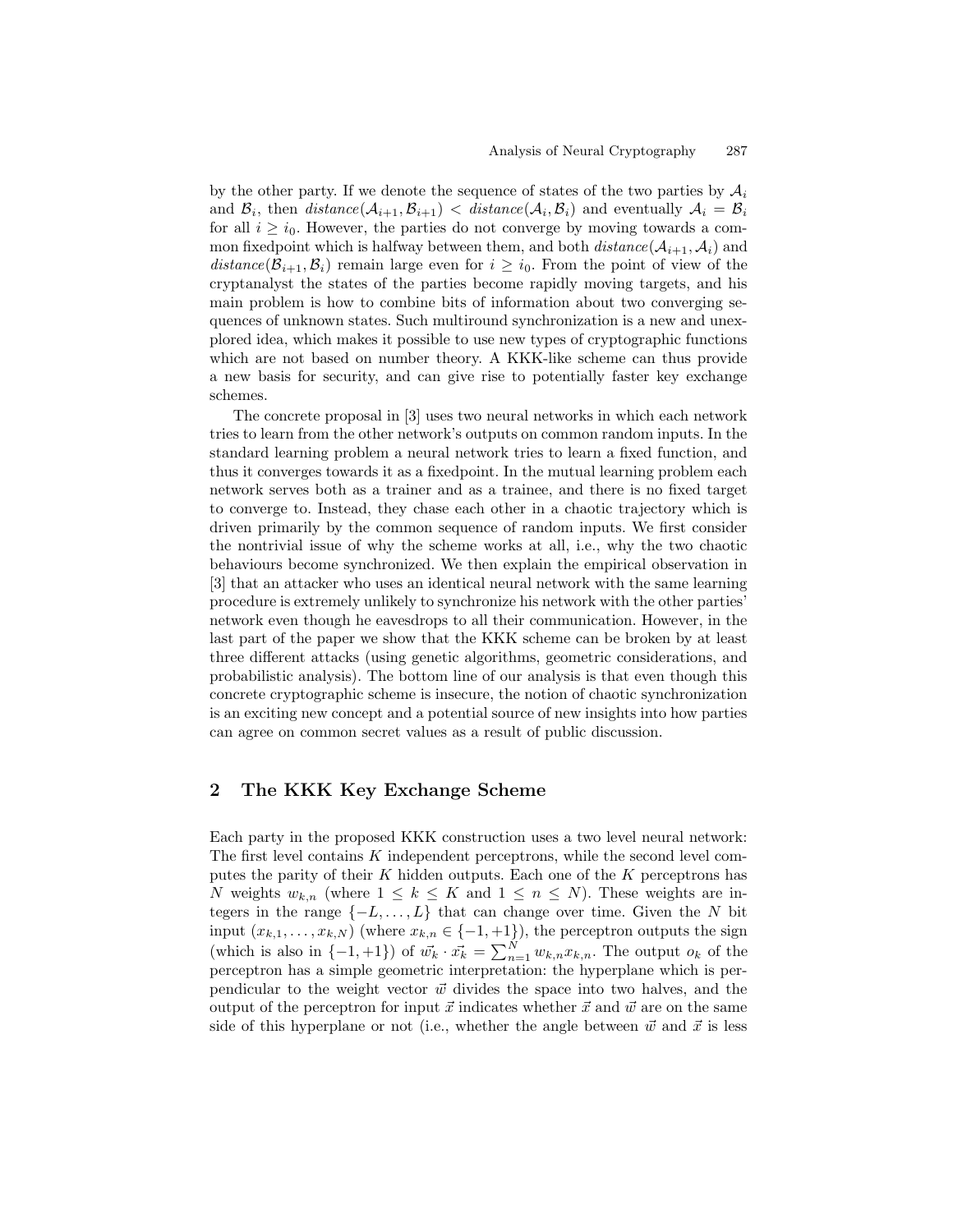by the other party. If we denote the sequence of states of the two parties by $\mathcal{A}_i$ and $\mathcal{B}_i$, then $distance(\mathcal{A}_{i+1}, \mathcal{B}_{i+1}) < distance(\mathcal{A}_i, \mathcal{B}_i)$ and eventually $\mathcal{A}_i = \mathcal{B}_i$ for all $i \geq i_0$. However, the parties do not converge by moving towards a common fixedpoint which is halfway between them, and both $distance(\mathcal{A}_{i+1}, \mathcal{A}_i)$ and $distance(\mathcal{B}_{i+1}, \mathcal{B}_i)$ remain large even for $i \geq i_0$. From the point of view of the cryptanalyst the states of the parties become rapidly moving targets, and his main problem is how to combine bits of information about two converging sequences of unknown states. Such multiround synchronization is a new and unexplored idea, which makes it possible to use new types of cryptographic functions which are not based on number theory. A KKK-like scheme can thus provide a new basis for security, and can give rise to potentially faster key exchange schemes.

The concrete proposal in [3] uses two neural networks in which each network tries to learn from the other network's outputs on common random inputs. In the standard learning problem a neural network tries to learn a fixed function, and thus it converges towards it as a fixedpoint. In the mutual learning problem each network serves both as a trainer and as a trainee, and there is no fixed target to converge to. Instead, they chase each other in a chaotic trajectory which is driven primarily by the common sequence of random inputs. We first consider the nontrivial issue of why the scheme works at all, i.e., why the two chaotic behaviours become synchronized. We then explain the empirical observation in [3] that an attacker who uses an identical neural network with the same learning procedure is extremely unlikely to synchronize his network with the other parties' network even though he eavesdrops to all their communication. However, in the last part of the paper we show that the KKK scheme can be broken by at least three different attacks (using genetic algorithms, geometric considerations, and probabilistic analysis). The bottom line of our analysis is that even though this concrete cryptographic scheme is insecure, the notion of chaotic synchronization is an exciting new concept and a potential source of new insights into how parties can agree on common secret values as a result of public discussion.

## 2 The KKK Key Exchange Scheme

Each party in the proposed KKK construction uses a two level neural network: The first level contains $K$ independent perceptrons, while the second level computes the parity of their $K$ hidden outputs. Each one of the $K$ perceptrons has $N$ weights $w_{k,n}$ (where $1 \leq k \leq K$ and $1 \leq n \leq N$). These weights are integers in the range $\{-L, \ldots, L\}$ that can change over time. Given the $N$ bit input $(x_{k,1}, \ldots, x_{k,N})$ (where $x_{k,n} \in \{-1, +1\}$), the perceptron outputs the sign (which is also in $\{-1, +1\}$) of $\vec{w_k} \cdot \vec{x_k} = \sum_{n=1}^{N} w_{k,n} x_{k,n}$. The output $o_k$ of the perceptron has a simple geometric interpretation: the hyperplane which is perpendicular to the weight vector $\vec{w}$ divides the space into two halves, and the output of the perceptron for input $\vec{x}$ indicates whether $\vec{x}$ and $\vec{w}$ are on the same side of this hyperplane or not (i.e., whether the angle between $\vec{w}$ and $\vec{x}$ is less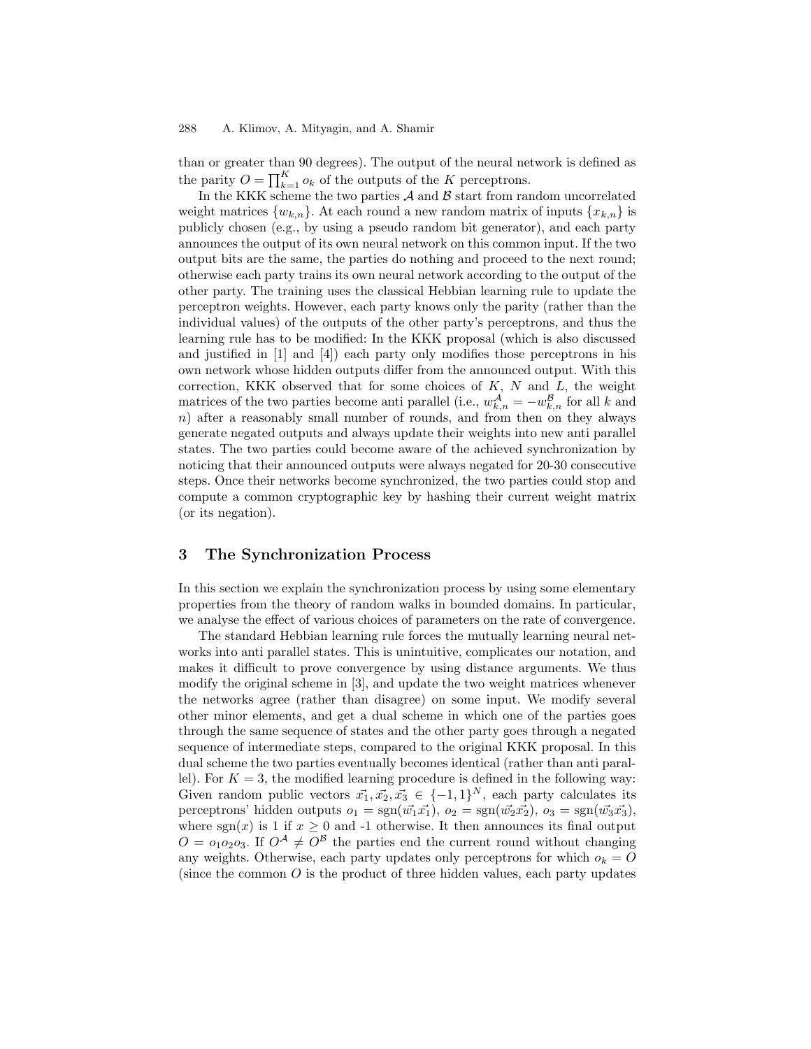than or greater than 90 degrees). The output of the neural network is defined as the parity $O = \prod_{k=1}^{K} o_k$ of the outputs of the $K$ perceptrons.

In the KKK scheme the two parties $\mathcal{A}$ and $\mathcal{B}$ start from random uncorrelated weight matrices $\{w_{k,n}\}$. At each round a new random matrix of inputs $\{x_{k,n}\}$ is publicly chosen (e.g., by using a pseudo random bit generator), and each party announces the output of its own neural network on this common input. If the two output bits are the same, the parties do nothing and proceed to the next round; otherwise each party trains its own neural network according to the output of the other party. The training uses the classical Hebbian learning rule to update the perceptron weights. However, each party knows only the parity (rather than the individual values) of the outputs of the other party's perceptrons, and thus the learning rule has to be modified: In the KKK proposal (which is also discussed and justified in [1] and [4]) each party only modifies those perceptrons in his own network whose hidden outputs differ from the announced output. With this correction, KKK observed that for some choices of $K$, $N$ and $L$, the weight matrices of the two parties become anti parallel (i.e., $w^{\mathcal{A}}_{k,n} = -w^{\mathcal{B}}_{k,n}$ for all $k$ and $n$) after a reasonably small number of rounds, and from then on they always generate negated outputs and always update their weights into new anti parallel states. The two parties could become aware of the achieved synchronization by noticing that their announced outputs were always negated for 20-30 consecutive steps. Once their networks become synchronized, the two parties could stop and compute a common cryptographic key by hashing their current weight matrix (or its negation).

## 3 The Synchronization Process

In this section we explain the synchronization process by using some elementary properties from the theory of random walks in bounded domains. In particular, we analyse the effect of various choices of parameters on the rate of convergence.

The standard Hebbian learning rule forces the mutually learning neural networks into anti parallel states. This is unintuitive, complicates our notation, and makes it difficult to prove convergence by using distance arguments. We thus modify the original scheme in [3], and update the two weight matrices whenever the networks agree (rather than disagree) on some input. We modify several other minor elements, and get a dual scheme in which one of the parties goes through the same sequence of states and the other party goes through a negated sequence of intermediate steps, compared to the original KKK proposal. In this dual scheme the two parties eventually becomes identical (rather than anti parallel). For $K = 3$, the modified learning procedure is defined in the following way: Given random public vectors $\vec{x_1}, \vec{x_2}, \vec{x_3} \in \{-1, 1\}^N$, each party calculates its perceptrons' hidden outputs $o_1 = \mathrm{sgn}(\vec{w_1}\vec{x_1})$, $o_2 = \mathrm{sgn}(\vec{w_2}\vec{x_2})$, $o_3 = \mathrm{sgn}(\vec{w_3}\vec{x_3})$, where $\mathrm{sgn}(x)$ is 1 if $x \geq 0$ and -1 otherwise. It then announces its final output $O = o_1 o_2 o_3$. If $O^{\mathcal{A}} \neq O^{\mathcal{B}}$ the parties end the current round without changing any weights. Otherwise, each party updates only perceptrons for which $o_k = O$ (since the common $O$ is the product of three hidden values, each party updates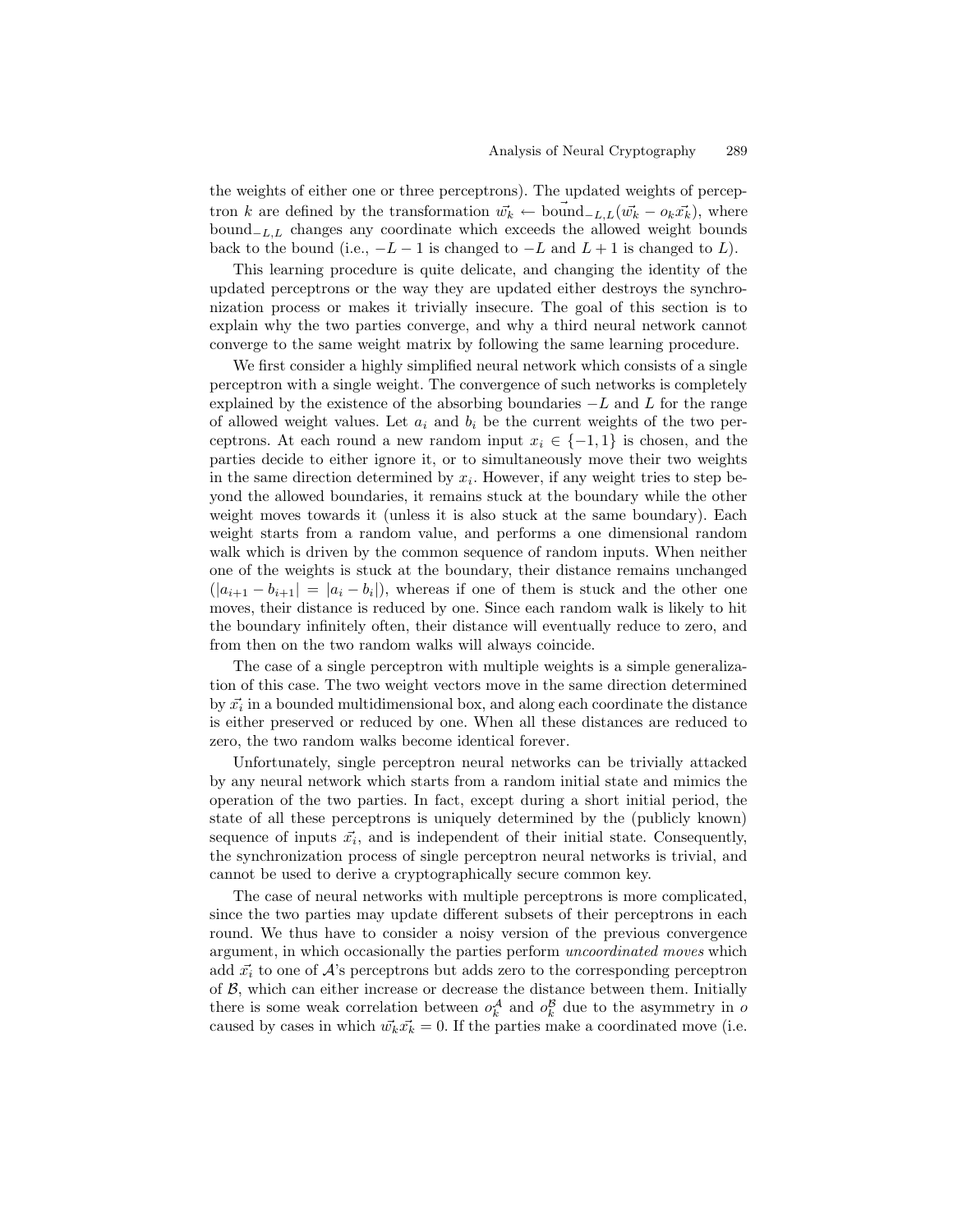the weights of either one or three perceptrons). The updated weights of perceptron $k$ are defined by the transformation $\vec{w_k} \leftarrow \vec{\text{bound}}_{-L,L}(\vec{w_k} - o_k\vec{x_k})$, where $\text{bound}_{-L,L}$ changes any coordinate which exceeds the allowed weight bounds back to the bound (i.e., $-L-1$ is changed to $-L$ and $L+1$ is changed to $L$).

This learning procedure is quite delicate, and changing the identity of the updated perceptrons or the way they are updated either destroys the synchronization process or makes it trivially insecure. The goal of this section is to explain why the two parties converge, and why a third neural network cannot converge to the same weight matrix by following the same learning procedure.

We first consider a highly simplified neural network which consists of a single perceptron with a single weight. The convergence of such networks is completely explained by the existence of the absorbing boundaries $-L$ and $L$ for the range of allowed weight values. Let $a_i$ and $b_i$ be the current weights of the two perceptrons. At each round a new random input $x_i \in \{-1, 1\}$ is chosen, and the parties decide to either ignore it, or to simultaneously move their two weights in the same direction determined by $x_i$. However, if any weight tries to step beyond the allowed boundaries, it remains stuck at the boundary while the other weight moves towards it (unless it is also stuck at the same boundary). Each weight starts from a random value, and performs a one dimensional random walk which is driven by the common sequence of random inputs. When neither one of the weights is stuck at the boundary, their distance remains unchanged ($|a_{i+1} - b_{i+1}| = |a_i - b_i|$), whereas if one of them is stuck and the other one moves, their distance is reduced by one. Since each random walk is likely to hit the boundary infinitely often, their distance will eventually reduce to zero, and from then on the two random walks will always coincide.

The case of a single perceptron with multiple weights is a simple generalization of this case. The two weight vectors move in the same direction determined by $\vec{x_i}$ in a bounded multidimensional box, and along each coordinate the distance is either preserved or reduced by one. When all these distances are reduced to zero, the two random walks become identical forever.

Unfortunately, single perceptron neural networks can be trivially attacked by any neural network which starts from a random initial state and mimics the operation of the two parties. In fact, except during a short initial period, the state of all these perceptrons is uniquely determined by the (publicly known) sequence of inputs $\vec{x_i}$, and is independent of their initial state. Consequently, the synchronization process of single perceptron neural networks is trivial, and cannot be used to derive a cryptographically secure common key.

The case of neural networks with multiple perceptrons is more complicated, since the two parties may update different subsets of their perceptrons in each round. We thus have to consider a noisy version of the previous convergence argument, in which occasionally the parties perform *uncoordinated moves* which add $\vec{x_i}$ to one of $\mathcal{A}$'s perceptrons but adds zero to the corresponding perceptron of $\mathcal{B}$, which can either increase or decrease the distance between them. Initially there is some weak correlation between $o_k^{\mathcal{A}}$ and $o_k^{\mathcal{B}}$ due to the asymmetry in $o$ caused by cases in which $\vec{w_k}\vec{x_k} = 0$. If the parties make a coordinated move (i.e.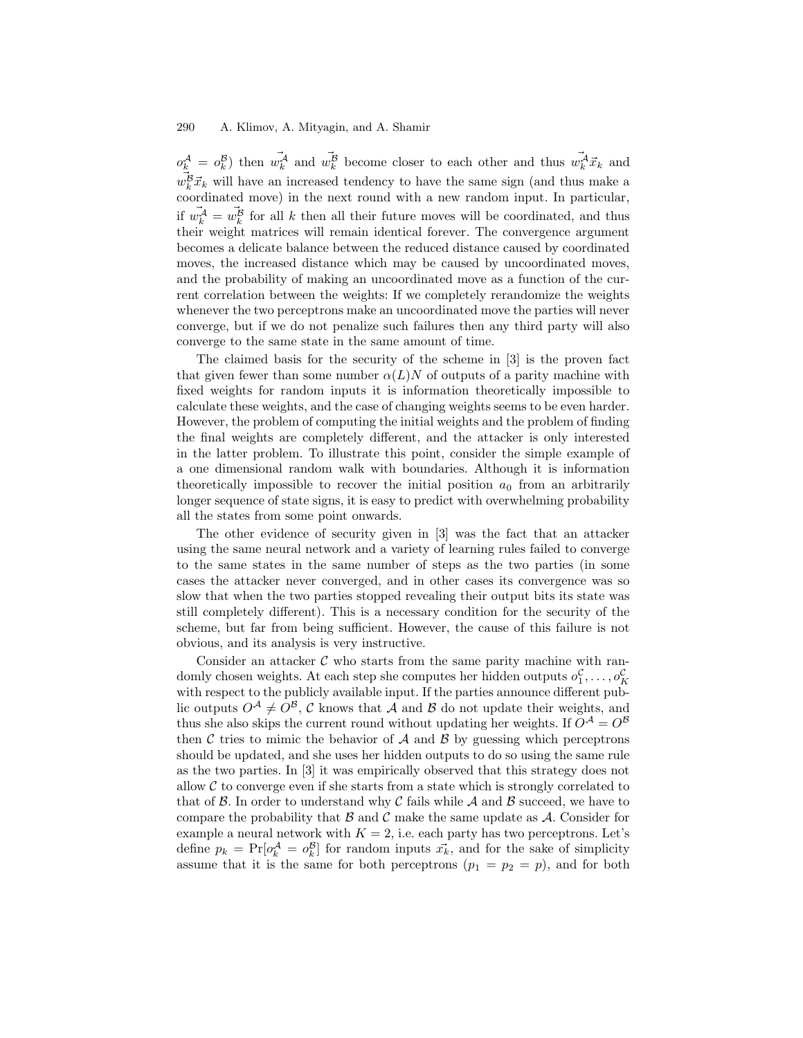$o_k^{\mathcal{A}} = o_k^{\mathcal{B}}$) then $\vec{w_k^{\mathcal{A}}}$ and $\vec{w_k^{\mathcal{B}}}$ become closer to each other and thus $\vec{w_k^{\mathcal{A}}}\vec{x}_k$ and $\vec{w_k^{\mathcal{B}}}\vec{x}_k$ will have an increased tendency to have the same sign (and thus make a coordinated move) in the next round with a new random input. In particular, if $\vec{w_k^{\mathcal{A}}} = \vec{w_k^{\mathcal{B}}}$ for all $k$ then all their future moves will be coordinated, and thus their weight matrices will remain identical forever. The convergence argument becomes a delicate balance between the reduced distance caused by coordinated moves, the increased distance which may be caused by uncoordinated moves, and the probability of making an uncoordinated move as a function of the current correlation between the weights: If we completely rerandomize the weights whenever the two perceptrons make an uncoordinated move the parties will never converge, but if we do not penalize such failures then any third party will also converge to the same state in the same amount of time.

The claimed basis for the security of the scheme in [3] is the proven fact that given fewer than some number $\alpha(L)N$ of outputs of a parity machine with fixed weights for random inputs it is information theoretically impossible to calculate these weights, and the case of changing weights seems to be even harder. However, the problem of computing the initial weights and the problem of finding the final weights are completely different, and the attacker is only interested in the latter problem. To illustrate this point, consider the simple example of a one dimensional random walk with boundaries. Although it is information theoretically impossible to recover the initial position $a_0$ from an arbitrarily longer sequence of state signs, it is easy to predict with overwhelming probability all the states from some point onwards.

The other evidence of security given in [3] was the fact that an attacker using the same neural network and a variety of learning rules failed to converge to the same states in the same number of steps as the two parties (in some cases the attacker never converged, and in other cases its convergence was so slow that when the two parties stopped revealing their output bits its state was still completely different). This is a necessary condition for the security of the scheme, but far from being sufficient. However, the cause of this failure is not obvious, and its analysis is very instructive.

Consider an attacker $\mathcal{C}$ who starts from the same parity machine with randomly chosen weights. At each step she computes her hidden outputs $o_1^{\mathcal{C}}, \ldots, o_K^{\mathcal{C}}$ with respect to the publicly available input. If the parties announce different public outputs $O^{\mathcal{A}} \neq O^{\mathcal{B}}$, $\mathcal{C}$ knows that $\mathcal{A}$ and $\mathcal{B}$ do not update their weights, and thus she also skips the current round without updating her weights. If $O^{\mathcal{A}} = O^{\mathcal{B}}$ then $\mathcal{C}$ tries to mimic the behavior of $\mathcal{A}$ and $\mathcal{B}$ by guessing which perceptrons should be updated, and she uses her hidden outputs to do so using the same rule as the two parties. In [3] it was empirically observed that this strategy does not allow $\mathcal{C}$ to converge even if she starts from a state which is strongly correlated to that of $\mathcal{B}$. In order to understand why $\mathcal{C}$ fails while $\mathcal{A}$ and $\mathcal{B}$ succeed, we have to compare the probability that $\mathcal{B}$ and $\mathcal{C}$ make the same update as $\mathcal{A}$. Consider for example a neural network with $K = 2$, i.e. each party has two perceptrons. Let's define $p_k = \Pr[o_k^{\mathcal{A}} = o_k^{\mathcal{B}}]$ for random inputs $\vec{x_k}$, and for the sake of simplicity assume that it is the same for both perceptrons ($p_1 = p_2 = p$), and for both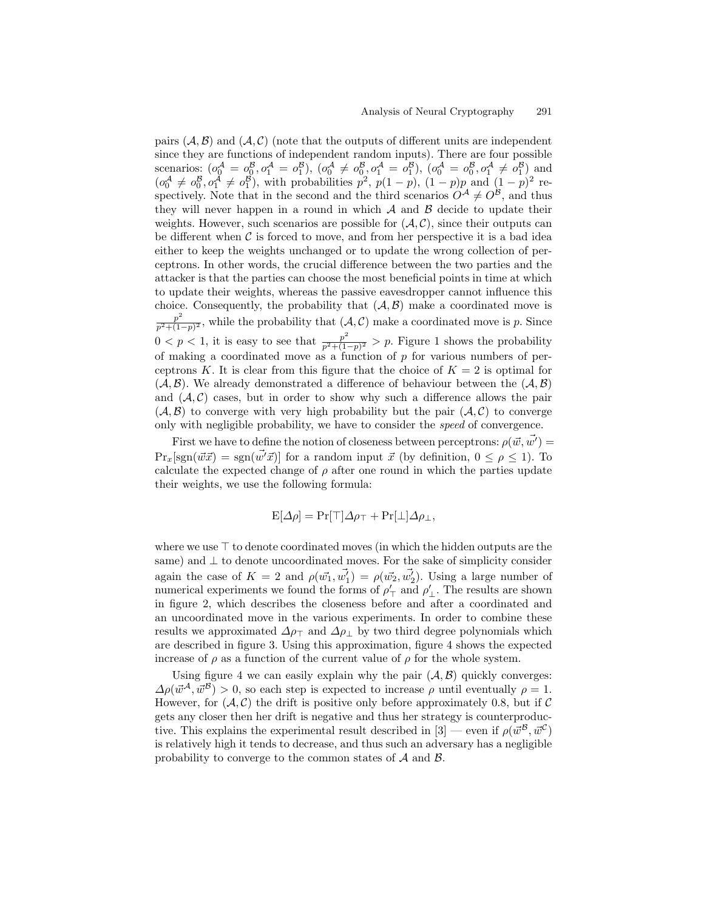pairs $(\mathcal{A}, \mathcal{B})$ and $(\mathcal{A}, \mathcal{C})$ (note that the outputs of different units are independent since they are functions of independent random inputs). There are four possible scenarios: $(o_0^{\mathcal{A}} = o_0^{\mathcal{B}}, o_1^{\mathcal{A}} = o_1^{\mathcal{B}})$, $(o_0^{\mathcal{A}} \neq o_0^{\mathcal{B}}, o_1^{\mathcal{A}} = o_1^{\mathcal{B}})$, $(o_0^{\mathcal{A}} = o_0^{\mathcal{B}}, o_1^{\mathcal{A}} \neq o_1^{\mathcal{B}})$ and $(o_0^{\mathcal{A}} \neq o_0^{\mathcal{B}}, o_1^{\mathcal{A}} \neq o_1^{\mathcal{B}})$, with probabilities $p^2$, $p(1-p)$, $(1-p)p$ and $(1-p)^2$ respectively. Note that in the second and the third scenarios $O^{\mathcal{A}} \neq O^{\mathcal{B}}$, and thus they will never happen in a round in which $\mathcal{A}$ and $\mathcal{B}$ decide to update their weights. However, such scenarios are possible for $(\mathcal{A}, \mathcal{C})$, since their outputs can be different when $\mathcal{C}$ is forced to move, and from her perspective it is a bad idea either to keep the weights unchanged or to update the wrong collection of perceptrons. In other words, the crucial difference between the two parties and the attacker is that the parties can choose the most beneficial points in time at which to update their weights, whereas the passive eavesdropper cannot influence this choice. Consequently, the probability that $(\mathcal{A}, \mathcal{B})$ make a coordinated move is $\frac{p^2}{p^2+(1-p)^2}$, while the probability that $(\mathcal{A}, \mathcal{C})$ make a coordinated move is $p$. Since $0 < p < 1$, it is easy to see that $\frac{p^2}{p^2+(1-p)^2} > p$. Figure 1 shows the probability of making a coordinated move as a function of $p$ for various numbers of perceptrons $K$. It is clear from this figure that the choice of $K = 2$ is optimal for $(\mathcal{A}, \mathcal{B})$. We already demonstrated a difference of behaviour between the $(\mathcal{A}, \mathcal{B})$ and $(\mathcal{A}, \mathcal{C})$ cases, but in order to show why such a difference allows the pair $(\mathcal{A}, \mathcal{B})$ to converge with very high probability but the pair $(\mathcal{A}, \mathcal{C})$ to converge only with negligible probability, we have to consider the *speed* of convergence.

First we have to define the notion of closeness between perceptrons: $\rho(\vec{w}, \vec{w'}) = \Pr_x[\text{sgn}(\vec{w}\vec{x}) = \text{sgn}(\vec{w'}\vec{x})]$ for a random input $\vec{x}$ (by definition, $0 \leq \rho \leq 1$). To calculate the expected change of $\rho$ after one round in which the parties update their weights, we use the following formula:

$$\mathrm{E}[\Delta\rho] = \Pr[\top]\Delta\rho_{\top} + \Pr[\bot]\Delta\rho_{\bot},$$

where we use $\top$ to denote coordinated moves (in which the hidden outputs are the same) and $\bot$ to denote uncoordinated moves. For the sake of simplicity consider again the case of $K = 2$ and $\rho(\vec{w_1}, \vec{w_1'}) = \rho(\vec{w_2}, \vec{w_2'})$. Using a large number of numerical experiments we found the forms of $\rho'_{\top}$ and $\rho'_{\bot}$. The results are shown in figure 2, which describes the closeness before and after a coordinated and an uncoordinated move in the various experiments. In order to combine these results we approximated $\Delta\rho_{\top}$ and $\Delta\rho_{\bot}$ by two third degree polynomials which are described in figure 3. Using this approximation, figure 4 shows the expected increase of $\rho$ as a function of the current value of $\rho$ for the whole system.

Using figure 4 we can easily explain why the pair $(\mathcal{A}, \mathcal{B})$ quickly converges: $\Delta\rho(\vec{w}^{\mathcal{A}}, \vec{w}^{\mathcal{B}}) > 0$, so each step is expected to increase $\rho$ until eventually $\rho = 1$. However, for $(\mathcal{A}, \mathcal{C})$ the drift is positive only before approximately 0.8, but if $\mathcal{C}$ gets any closer then her drift is negative and thus her strategy is counterproductive. This explains the experimental result described in [3] — even if $\rho(\vec{w}^{\mathcal{B}}, \vec{w}^{\mathcal{C}})$ is relatively high it tends to decrease, and thus such an adversary has a negligible probability to converge to the common states of $\mathcal{A}$ and $\mathcal{B}$.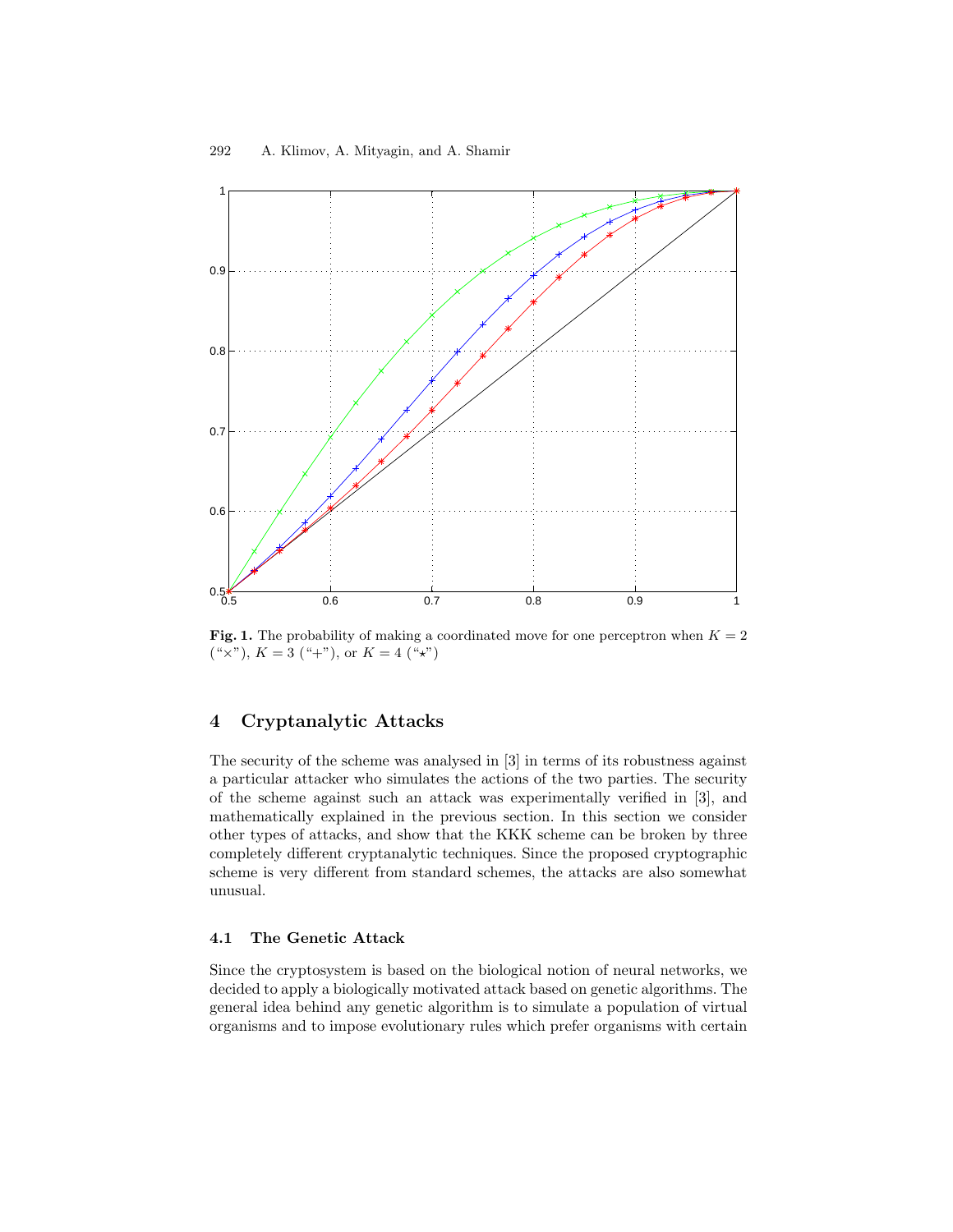**Fig. 1.** The probability of making a coordinated move for one perceptron when $K = 2$ ("×"), $K = 3$ ("+"), or $K = 4$ ("⋆")

## 4 Cryptanalytic Attacks

The security of the scheme was analysed in [3] in terms of its robustness against a particular attacker who simulates the actions of the two parties. The security of the scheme against such an attack was experimentally verified in [3], and mathematically explained in the previous section. In this section we consider other types of attacks, and show that the KKK scheme can be broken by three completely different cryptanalytic techniques. Since the proposed cryptographic scheme is very different from standard schemes, the attacks are also somewhat unusual.

### 4.1 The Genetic Attack

Since the cryptosystem is based on the biological notion of neural networks, we decided to apply a biologically motivated attack based on genetic algorithms. The general idea behind any genetic algorithm is to simulate a population of virtual organisms and to impose evolutionary rules which prefer organisms with certain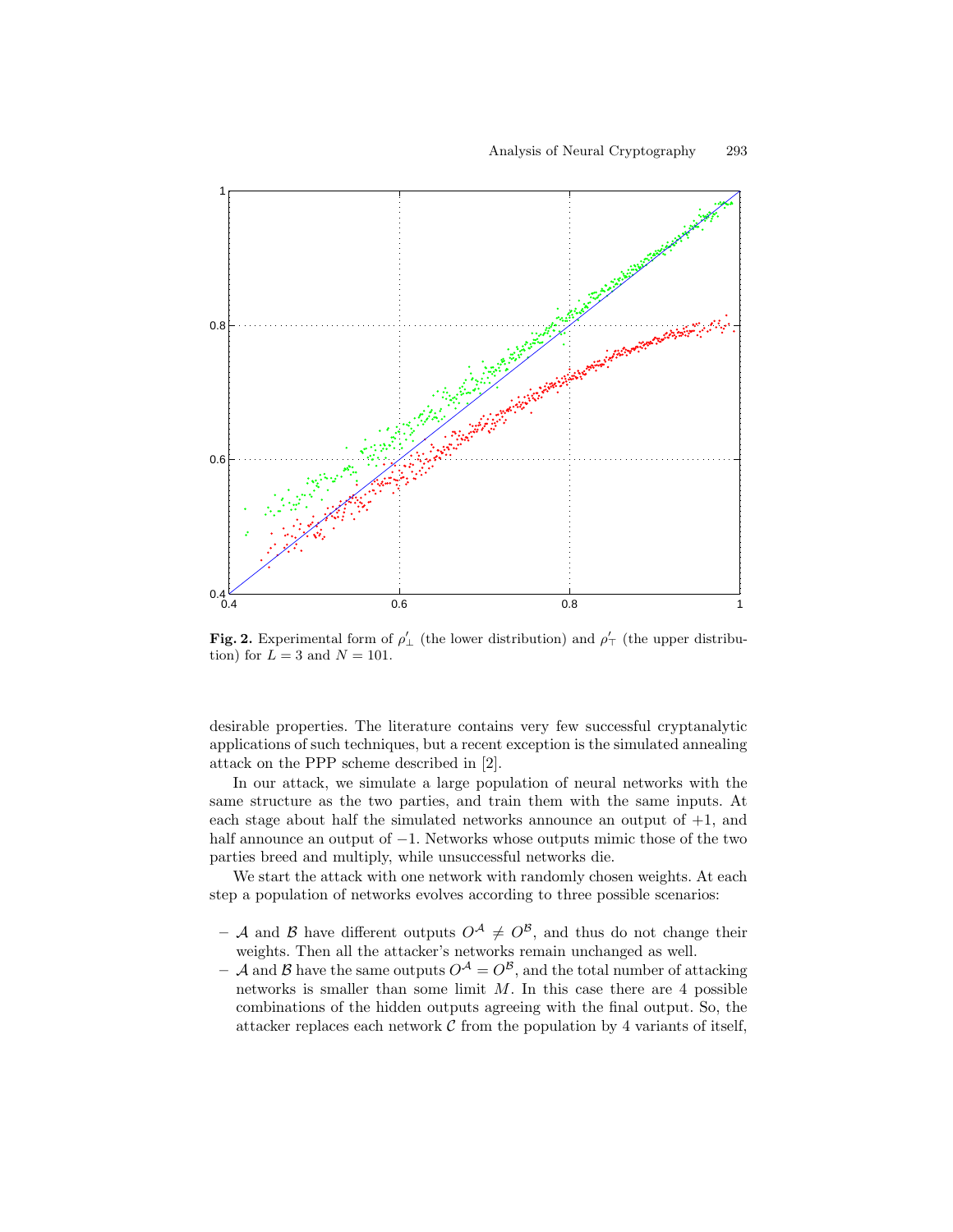**Fig. 2.** Experimental form of $\rho'_\perp$ (the lower distribution) and $\rho'_\top$ (the upper distribution) for $L = 3$ and $N = 101$.

desirable properties. The literature contains very few successful cryptanalytic applications of such techniques, but a recent exception is the simulated annealing attack on the PPP scheme described in [2].

In our attack, we simulate a large population of neural networks with the same structure as the two parties, and train them with the same inputs. At each stage about half the simulated networks announce an output of $+1$, and half announce an output of $-1$. Networks whose outputs mimic those of the two parties breed and multiply, while unsuccessful networks die.

We start the attack with one network with randomly chosen weights. At each step a population of networks evolves according to three possible scenarios:

- $\mathcal{A}$ and $\mathcal{B}$ have different outputs $O^{\mathcal{A}} \neq O^{\mathcal{B}}$, and thus do not change their weights. Then all the attacker's networks remain unchanged as well.
- $\mathcal{A}$ and $\mathcal{B}$ have the same outputs $O^{\mathcal{A}} = O^{\mathcal{B}}$, and the total number of attacking networks is smaller than some limit $M$. In this case there are 4 possible combinations of the hidden outputs agreeing with the final output. So, the attacker replaces each network $\mathcal{C}$ from the population by 4 variants of itself,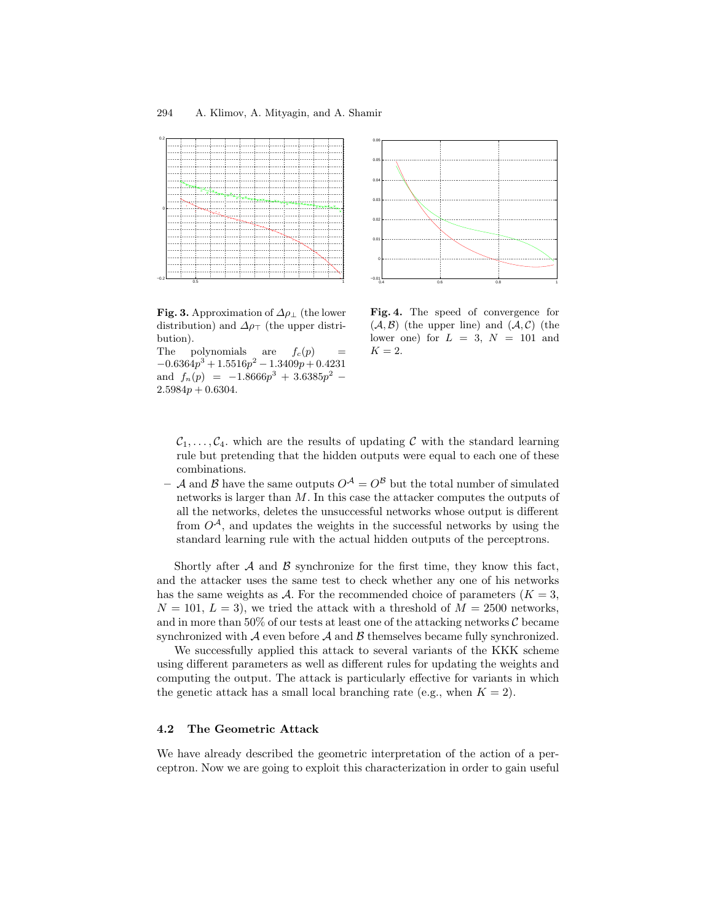**Fig. 3.** Approximation of $\Delta\rho_\perp$ (the lower distribution) and $\Delta\rho_\top$ (the upper distribution).
The polynomials are $f_c(p) = -0.6364p^3 + 1.5516p^2 - 1.3409p + 0.4231$ and $f_n(p) = -1.8666p^3 + 3.6385p^2 - 2.5984p + 0.6304$.

**Fig. 4.** The speed of convergence for $(\mathcal{A}, \mathcal{B})$ (the upper line) and $(\mathcal{A}, \mathcal{C})$ (the lower one) for $L = 3$, $N = 101$ and $K = 2$.

$\mathcal{C}_1, \ldots, \mathcal{C}_4$. which are the results of updating $\mathcal{C}$ with the standard learning rule but pretending that the hidden outputs were equal to each one of these combinations.

- $\mathcal{A}$ and $\mathcal{B}$ have the same outputs $O^{\mathcal{A}} = O^{\mathcal{B}}$ but the total number of simulated networks is larger than $M$. In this case the attacker computes the outputs of all the networks, deletes the unsuccessful networks whose output is different from $O^{\mathcal{A}}$, and updates the weights in the successful networks by using the standard learning rule with the actual hidden outputs of the perceptrons.

Shortly after $\mathcal{A}$ and $\mathcal{B}$ synchronize for the first time, they know this fact, and the attacker uses the same test to check whether any one of his networks has the same weights as $\mathcal{A}$. For the recommended choice of parameters ($K = 3$, $N = 101$, $L = 3$), we tried the attack with a threshold of $M = 2500$ networks, and in more than 50% of our tests at least one of the attacking networks $\mathcal{C}$ became synchronized with $\mathcal{A}$ even before $\mathcal{A}$ and $\mathcal{B}$ themselves became fully synchronized.

We successfully applied this attack to several variants of the KKK scheme using different parameters as well as different rules for updating the weights and computing the output. The attack is particularly effective for variants in which the genetic attack has a small local branching rate (e.g., when $K = 2$).

### 4.2 The Geometric Attack

We have already described the geometric interpretation of the action of a perceptron. Now we are going to exploit this characterization in order to gain useful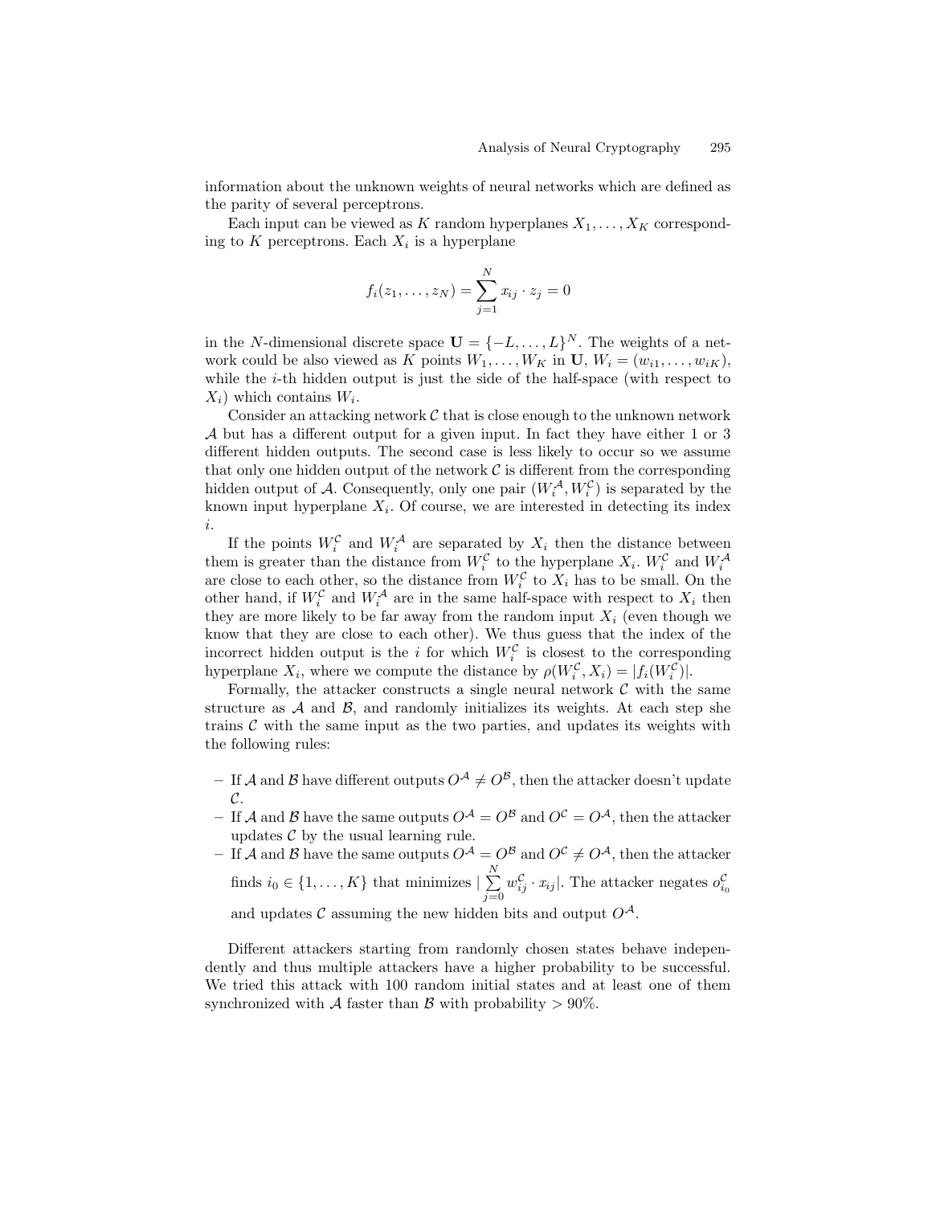information about the unknown weights of neural networks which are defined as the parity of several perceptrons.

Each input can be viewed as $K$ random hyperplanes $X_1, \ldots, X_K$ corresponding to $K$ perceptrons. Each $X_i$ is a hyperplane

$$f_i(z_1, \ldots, z_N) = \sum_{j=1}^{N} x_{ij} \cdot z_j = 0$$

in the $N$-dimensional discrete space $\mathbf{U} = \{-L, \ldots, L\}^N$. The weights of a network could be also viewed as $K$ points $W_1, \ldots, W_K$ in $\mathbf{U}$, $W_i = (w_{i1}, \ldots, w_{iK})$, while the $i$-th hidden output is just the side of the half-space (with respect to $X_i$) which contains $W_i$.

Consider an attacking network $\mathcal{C}$ that is close enough to the unknown network $\mathcal{A}$ but has a different output for a given input. In fact they have either 1 or 3 different hidden outputs. The second case is less likely to occur so we assume that only one hidden output of the network $\mathcal{C}$ is different from the corresponding hidden output of $\mathcal{A}$. Consequently, only one pair $(W_i^{\mathcal{A}}, W_i^{\mathcal{C}})$ is separated by the known input hyperplane $X_i$. Of course, we are interested in detecting its index $i$.

If the points $W_i^{\mathcal{C}}$ and $W_i^{\mathcal{A}}$ are separated by $X_i$ then the distance between them is greater than the distance from $W_i^{\mathcal{C}}$ to the hyperplane $X_i$. $W_i^{\mathcal{C}}$ and $W_i^{\mathcal{A}}$ are close to each other, so the distance from $W_i^{\mathcal{C}}$ to $X_i$ has to be small. On the other hand, if $W_i^{\mathcal{C}}$ and $W_i^{\mathcal{A}}$ are in the same half-space with respect to $X_i$ then they are more likely to be far away from the random input $X_i$ (even though we know that they are close to each other). We thus guess that the index of the incorrect hidden output is the $i$ for which $W_i^{\mathcal{C}}$ is closest to the corresponding hyperplane $X_i$, where we compute the distance by $\rho(W_i^{\mathcal{C}}, X_i) = |f_i(W_i^{\mathcal{C}})|$.

Formally, the attacker constructs a single neural network $\mathcal{C}$ with the same structure as $\mathcal{A}$ and $\mathcal{B}$, and randomly initializes its weights. At each step she trains $\mathcal{C}$ with the same input as the two parties, and updates its weights with the following rules:

- If $\mathcal{A}$ and $\mathcal{B}$ have different outputs $O^{\mathcal{A}} \neq O^{\mathcal{B}}$, then the attacker doesn't update $\mathcal{C}$.
- If $\mathcal{A}$ and $\mathcal{B}$ have the same outputs $O^{\mathcal{A}} = O^{\mathcal{B}}$ and $O^{\mathcal{C}} = O^{\mathcal{A}}$, then the attacker updates $\mathcal{C}$ by the usual learning rule.
- If $\mathcal{A}$ and $\mathcal{B}$ have the same outputs $O^{\mathcal{A}} = O^{\mathcal{B}}$ and $O^{\mathcal{C}} \neq O^{\mathcal{A}}$, then the attacker finds $i_0 \in \{1, \ldots, K\}$ that minimizes $|\sum_{j=0}^{N} w_{ij}^{\mathcal{C}} \cdot x_{ij}|$. The attacker negates $o_{i_0}^{\mathcal{C}}$ and updates $\mathcal{C}$ assuming the new hidden bits and output $O^{\mathcal{A}}$.

Different attackers starting from randomly chosen states behave independently and thus multiple attackers have a higher probability to be successful. We tried this attack with 100 random initial states and at least one of them synchronized with $\mathcal{A}$ faster than $\mathcal{B}$ with probability $> 90\%$.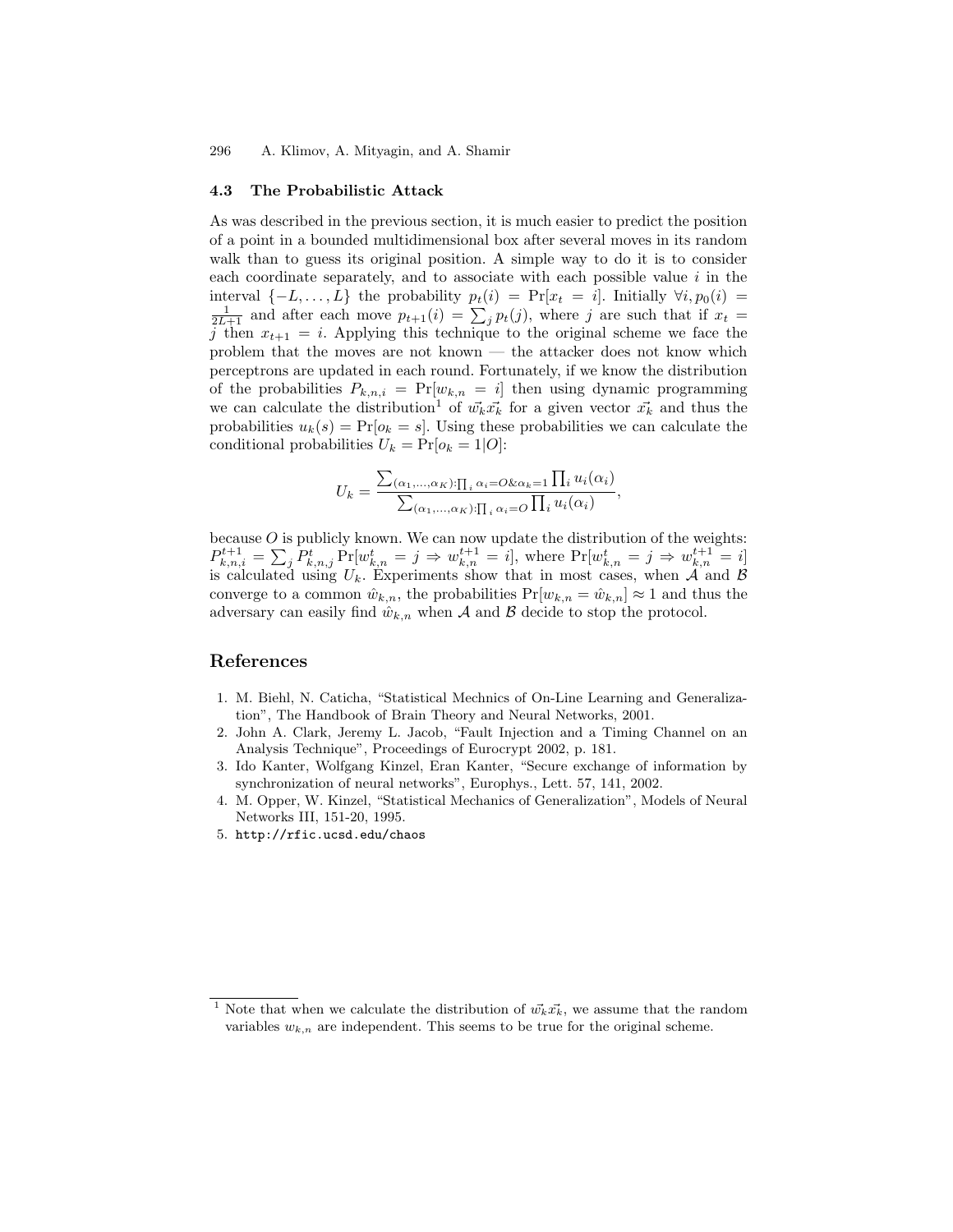### 4.3 The Probabilistic Attack

As was described in the previous section, it is much easier to predict the position of a point in a bounded multidimensional box after several moves in its random walk than to guess its original position. A simple way to do it is to consider each coordinate separately, and to associate with each possible value $i$ in the interval $\{-L, \ldots, L\}$ the probability $p_t(i) = \Pr[x_t = i]$. Initially $\forall i, p_0(i) = \frac{1}{2L+1}$ and after each move $p_{t+1}(i) = \sum_j p_t(j)$, where $j$ are such that if $x_t = j$ then $x_{t+1} = i$. Applying this technique to the original scheme we face the problem that the moves are not known — the attacker does not know which perceptrons are updated in each round. Fortunately, if we know the distribution of the probabilities $P_{k,n,i} = \Pr[w_{k,n} = i]$ then using dynamic programming we can calculate the distribution[1] of $\vec{w_k}\vec{x_k}$ for a given vector $\vec{x_k}$ and thus the probabilities $u_k(s) = \Pr[o_k = s]$. Using these probabilities we can calculate the conditional probabilities $U_k = \Pr[o_k = 1|O]$:

$$U_k = \frac{\sum_{(\alpha_1,\ldots,\alpha_K):\prod_i \alpha_i = O \& \alpha_k = 1} \prod_i u_i(\alpha_i)}{\sum_{(\alpha_1,\ldots,\alpha_K):\prod_i \alpha_i = O} \prod_i u_i(\alpha_i)},$$

because $O$ is publicly known. We can now update the distribution of the weights: $P^{t+1}_{k,n,i} = \sum_j P^t_{k,n,j} \Pr[w^t_{k,n} = j \Rightarrow w^{t+1}_{k,n} = i]$, where $\Pr[w^t_{k,n} = j \Rightarrow w^{t+1}_{k,n} = i]$ is calculated using $U_k$. Experiments show that in most cases, when $\mathcal{A}$ and $\mathcal{B}$ converge to a common $\hat{w}_{k,n}$, the probabilities $\Pr[w_{k,n} = \hat{w}_{k,n}] \approx 1$ and thus the adversary can easily find $\hat{w}_{k,n}$ when $\mathcal{A}$ and $\mathcal{B}$ decide to stop the protocol.

## References

1. M. Biehl, N. Caticha, "Statistical Mechnics of On-Line Learning and Generalization", The Handbook of Brain Theory and Neural Networks, 2001.
2. John A. Clark, Jeremy L. Jacob, "Fault Injection and a Timing Channel on an Analysis Technique", Proceedings of Eurocrypt 2002, p. 181.
3. Ido Kanter, Wolfgang Kinzel, Eran Kanter, "Secure exchange of information by synchronization of neural networks", Europhys., Lett. 57, 141, 2002.
4. M. Opper, W. Kinzel, "Statistical Mechanics of Generalization", Models of Neural Networks III, 151-20, 1995.
5. `http://rfic.ucsd.edu/chaos`

[1] Note that when we calculate the distribution of $\vec{w_k}\vec{x_k}$, we assume that the random variables $w_{k,n}$ are independent. This seems to be true for the original scheme.